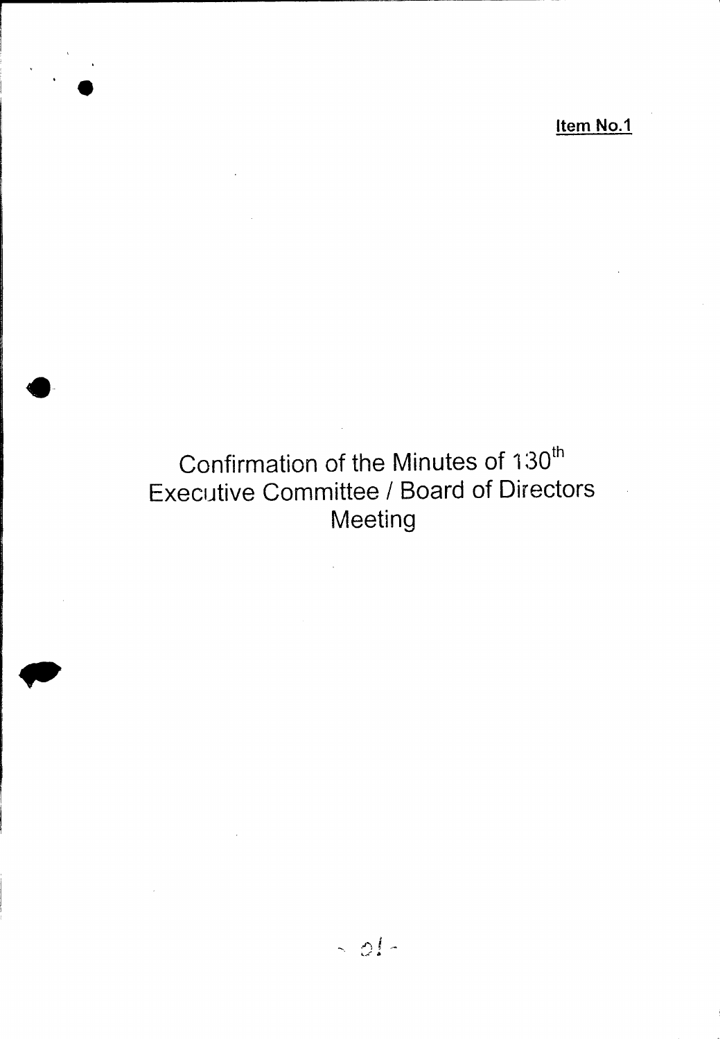**Item No.1**

# Confirmation of the Minutes of 130th Executive Committee / Board of Directors Meeting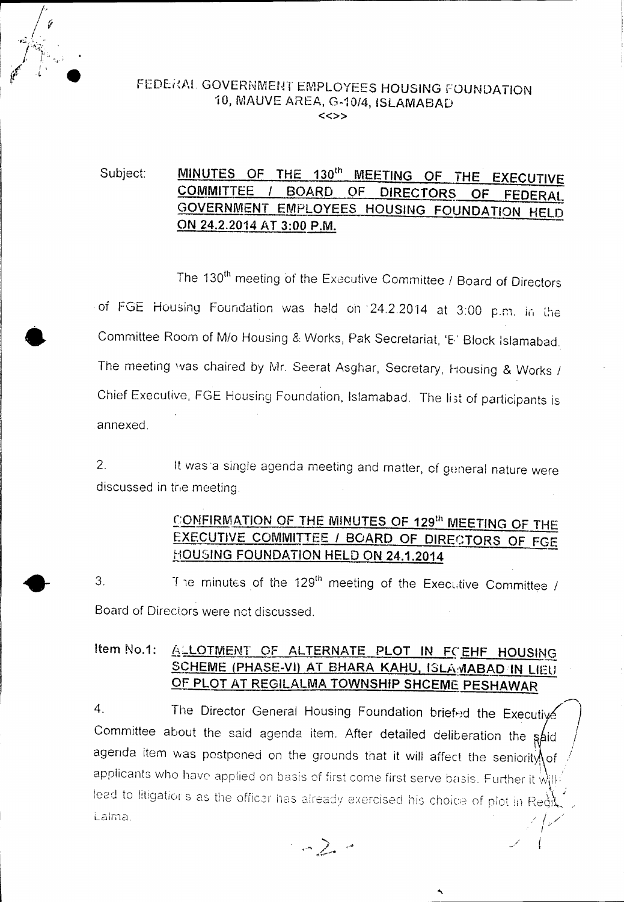FEDERAL GOVERNMENT EMPLOYEES HOUSING FOUNDATION
10, MAUVE AREA, G-10/4, ISLAMABAD
<<>>

Subject: **MINUTES OF THE 130th MEETING OF THE EXECUTIVE COMMITTEE / BOARD OF DIRECTORS OF FEDERAL GOVERNMENT EMPLOYEES HOUSING FOUNDATION HELD ON 24.2.2014 AT 3:00 P.M.**

The 130th meeting of the Executive Committee / Board of Directors of FGE Housing Foundation was held on 24.2.2014 at 3:00 p.m. in the Committee Room of M/o Housing & Works, Pak Secretariat, 'B' Block Islamabad. The meeting was chaired by Mr. Seerat Asghar, Secretary, Housing & Works / Chief Executive, FGE Housing Foundation, Islamabad. The list of participants is annexed.

2. It was a single agenda meeting and matter, of general nature were discussed in the meeting.

**CONFIRMATION OF THE MINUTES OF 129th MEETING OF THE EXECUTIVE COMMITTEE / BOARD OF DIRECTORS OF FGE HOUSING FOUNDATION HELD ON 24.1.2014**

3. The minutes of the 129th meeting of the Executive Committee / Board of Directors were not discussed.

**Item No.1: ALLOTMENT OF ALTERNATE PLOT IN FGEHF HOUSING SCHEME (PHASE-VI) AT BHARA KAHU, ISLAMABAD IN LIEU OF PLOT AT REGILALMA TOWNSHIP SHCEME PESHAWAR**

4. The Director General Housing Foundation briefed the Executive Committee about the said agenda item. After detailed deliberation the said agenda item was postponed on the grounds that it will affect the seniority of applicants who have applied on basis of first come first serve basis. Further it will lead to litigations as the officer has already exercised his choice of plot in Regi Lalma.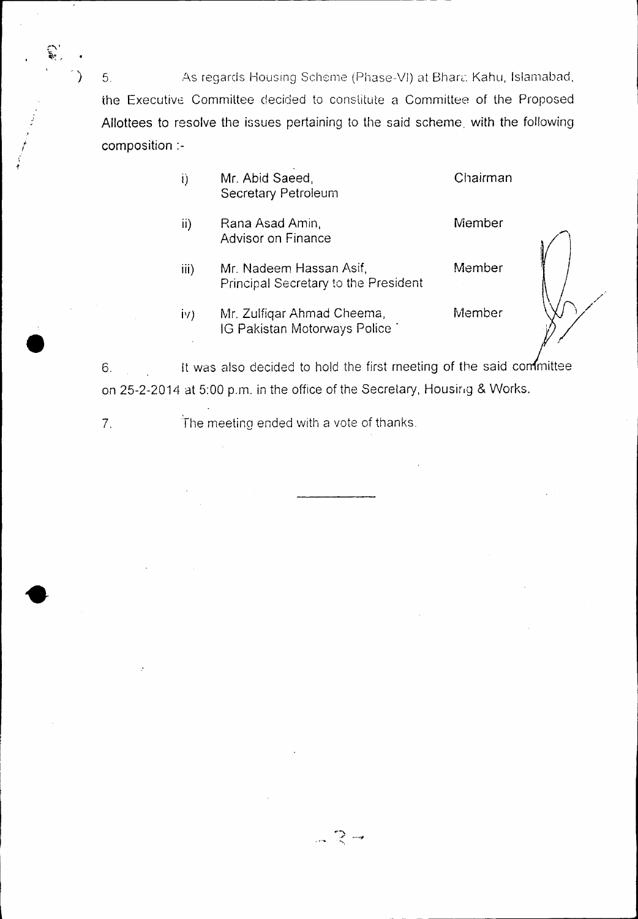5. As regards Housing Scheme (Phase-VI) at Bhara Kahu, Islamabad, the Executive Committee decided to constitute a Committee of the Proposed Allottees to resolve the issues pertaining to the said scheme, with the following composition :-

| | | |
|---|---|---|
| i) | Mr. Abid Saeed, Secretary Petroleum | Chairman |
| ii) | Rana Asad Amin, Advisor on Finance | Member |
| iii) | Mr. Nadeem Hassan Asif, Principal Secretary to the President | Member |
| iv) | Mr. Zulfiqar Ahmad Cheema, IG Pakistan Motorways Police | Member |

6. It was also decided to hold the first meeting of the said committee on 25-2-2014 at 5:00 p.m. in the office of the Secretary, Housing & Works.

7. The meeting ended with a vote of thanks.

---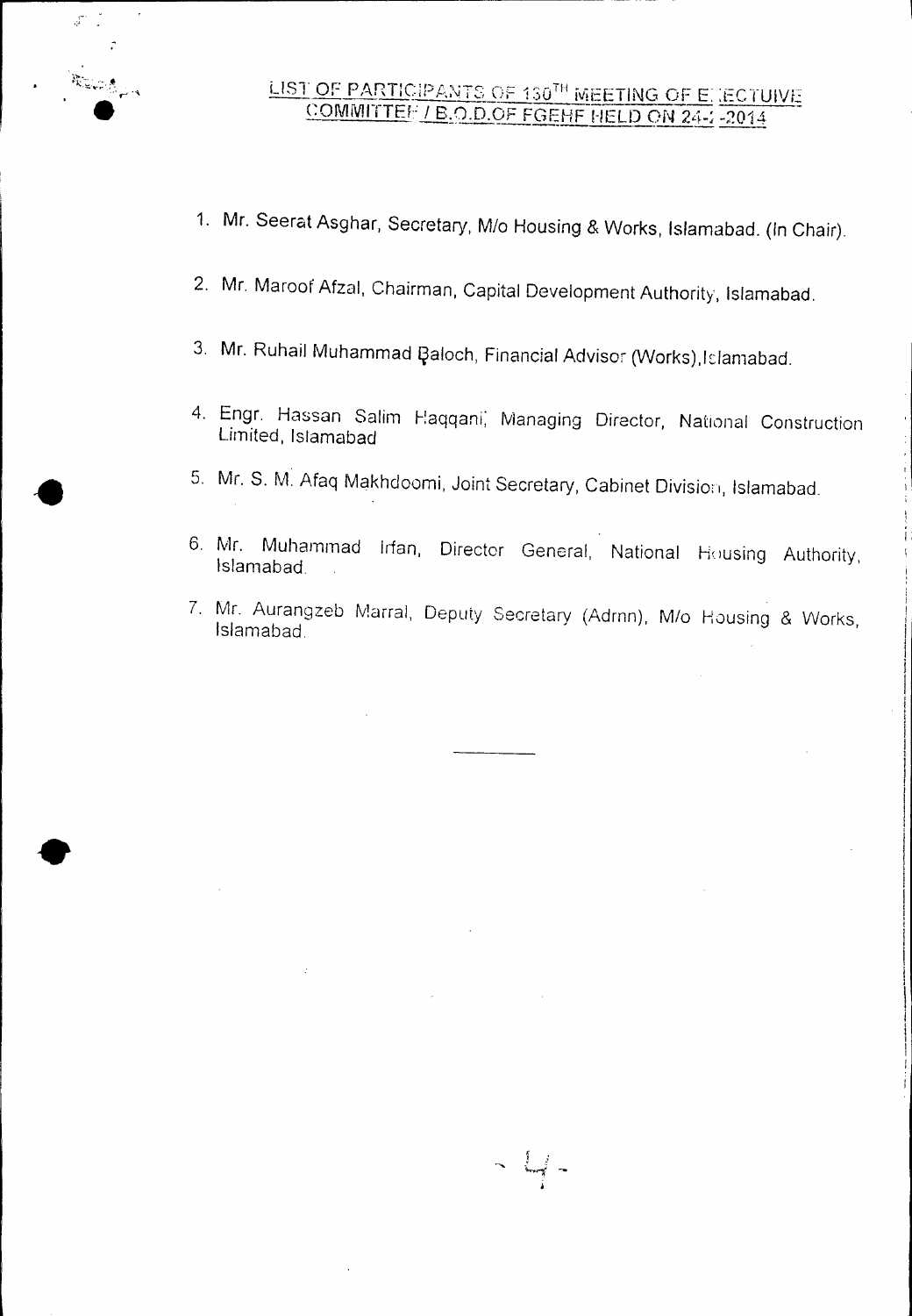# LIST OF PARTICIPANTS OF 130[TH] MEETING OF EXECTUIVE COMMITTEE / B.O.D.OF FGEHF HELD ON 24-3-2014

1. Mr. Seerat Asghar, Secretary, M/o Housing & Works, Islamabad. (In Chair).
2. Mr. Maroof Afzal, Chairman, Capital Development Authority, Islamabad.
3. Mr. Ruhail Muhammad Baloch, Financial Advisor (Works),Islamabad.
4. Engr. Hassan Salim Haqqani, Managing Director, National Construction Limited, Islamabad
5. Mr. S. M. Afaq Makhdoomi, Joint Secretary, Cabinet Division, Islamabad.
6. Mr. Muhammad Irfan, Director General, National Housing Authority, Islamabad.
7. Mr. Aurangzeb Marral, Deputy Secretary (Admn), M/o Housing & Works, Islamabad.

---